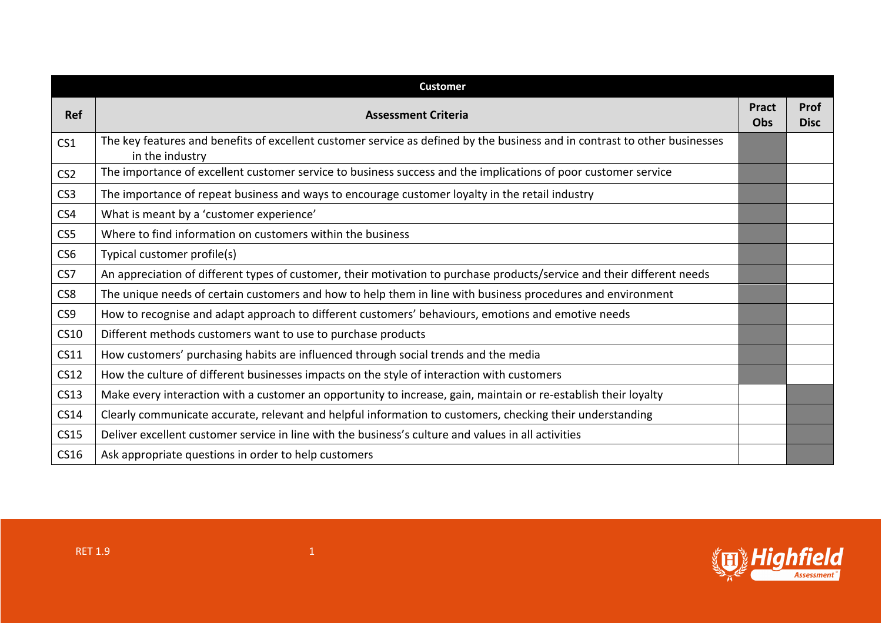| Customer | | | |
|---|---|---|---|
| **Ref** | **Assessment Criteria** | **Pract Obs** | **Prof Disc** |
| CS1 | The key features and benefits of excellent customer service as defined by the business and in contrast to other businesses in the industry | | |
| CS2 | The importance of excellent customer service to business success and the implications of poor customer service | | |
| CS3 | The importance of repeat business and ways to encourage customer loyalty in the retail industry | | |
| CS4 | What is meant by a 'customer experience' | | |
| CS5 | Where to find information on customers within the business | | |
| CS6 | Typical customer profile(s) | | |
| CS7 | An appreciation of different types of customer, their motivation to purchase products/service and their different needs | | |
| CS8 | The unique needs of certain customers and how to help them in line with business procedures and environment | | |
| CS9 | How to recognise and adapt approach to different customers' behaviours, emotions and emotive needs | | |
| CS10 | Different methods customers want to use to purchase products | | |
| CS11 | How customers' purchasing habits are influenced through social trends and the media | | |
| CS12 | How the culture of different businesses impacts on the style of interaction with customers | | |
| CS13 | Make every interaction with a customer an opportunity to increase, gain, maintain or re-establish their loyalty | | |
| CS14 | Clearly communicate accurate, relevant and helpful information to customers, checking their understanding | | |
| CS15 | Deliver excellent customer service in line with the business's culture and values in all activities | | |
| CS16 | Ask appropriate questions in order to help customers | | |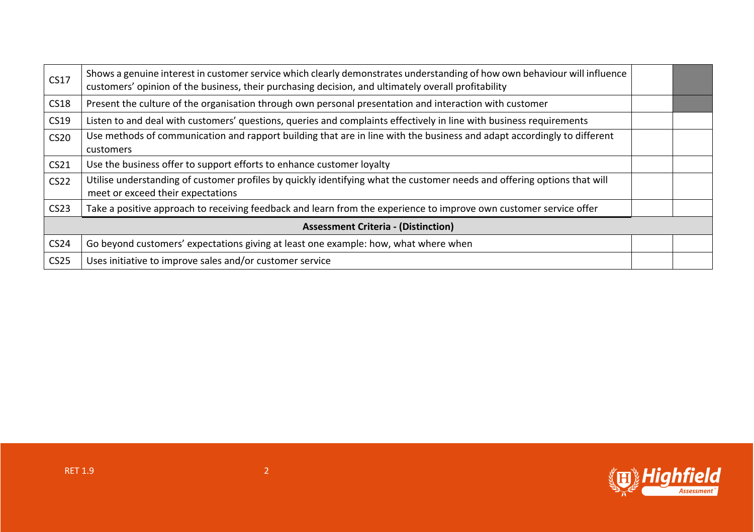| | | | |
|---|---|---|---|
| CS17 | Shows a genuine interest in customer service which clearly demonstrates understanding of how own behaviour will influence customers' opinion of the business, their purchasing decision, and ultimately overall profitability | | |
| CS18 | Present the culture of the organisation through own personal presentation and interaction with customer | | |
| CS19 | Listen to and deal with customers' questions, queries and complaints effectively in line with business requirements | | |
| CS20 | Use methods of communication and rapport building that are in line with the business and adapt accordingly to different customers | | |
| CS21 | Use the business offer to support efforts to enhance customer loyalty | | |
| CS22 | Utilise understanding of customer profiles by quickly identifying what the customer needs and offering options that will meet or exceed their expectations | | |
| CS23 | Take a positive approach to receiving feedback and learn from the experience to improve own customer service offer | | |
| **Assessment Criteria - (Distinction)** | | | |
| CS24 | Go beyond customers' expectations giving at least one example: how, what where when | | |
| CS25 | Uses initiative to improve sales and/or customer service | | |

RET 1.9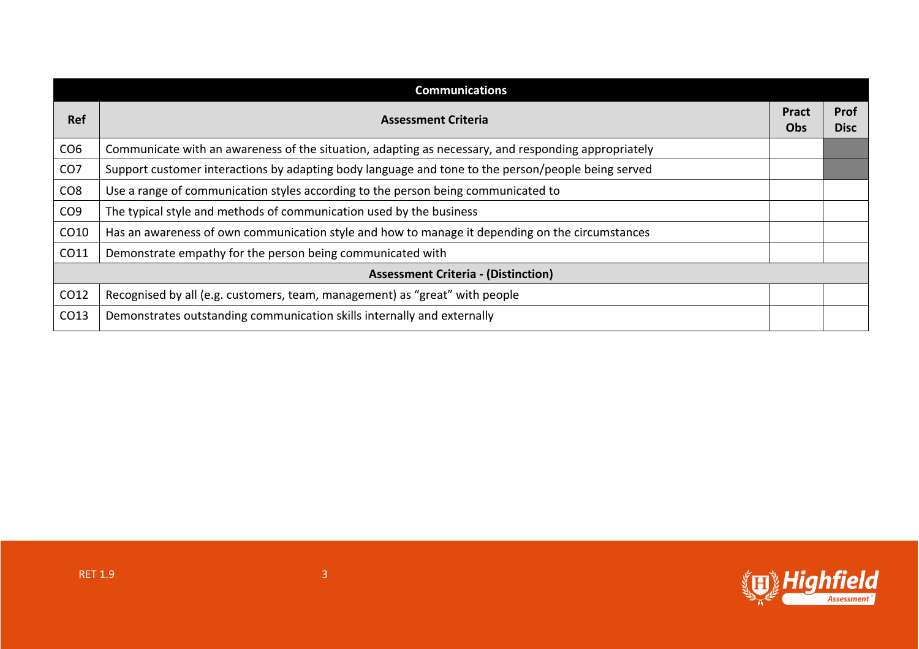| Communications | | | |
|---|---|---|---|
| **Ref** | **Assessment Criteria** | **Pract Obs** | **Prof Disc** |
| CO6 | Communicate with an awareness of the situation, adapting as necessary, and responding appropriately | | |
| CO7 | Support customer interactions by adapting body language and tone to the person/people being served | | |
| CO8 | Use a range of communication styles according to the person being communicated to | | |
| CO9 | The typical style and methods of communication used by the business | | |
| CO10 | Has an awareness of own communication style and how to manage it depending on the circumstances | | |
| CO11 | Demonstrate empathy for the person being communicated with | | |
| **Assessment Criteria - (Distinction)** | | | |
| CO12 | Recognised by all (e.g. customers, team, management) as "great" with people | | |
| CO13 | Demonstrates outstanding communication skills internally and externally | | |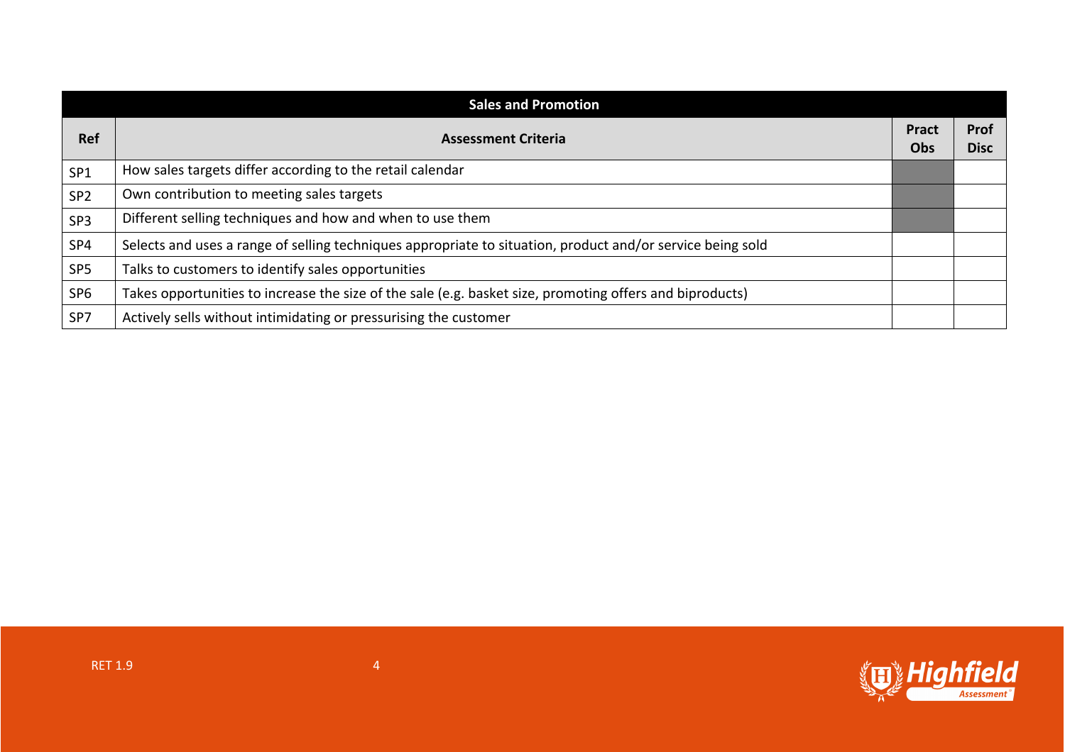| Sales and Promotion | | | |
|---|---|---|---|
| **Ref** | **Assessment Criteria** | **Pract Obs** | **Prof Disc** |
| SP1 | How sales targets differ according to the retail calendar | | |
| SP2 | Own contribution to meeting sales targets | | |
| SP3 | Different selling techniques and how and when to use them | | |
| SP4 | Selects and uses a range of selling techniques appropriate to situation, product and/or service being sold | | |
| SP5 | Talks to customers to identify sales opportunities | | |
| SP6 | Takes opportunities to increase the size of the sale (e.g. basket size, promoting offers and biproducts) | | |
| SP7 | Actively sells without intimidating or pressurising the customer | | |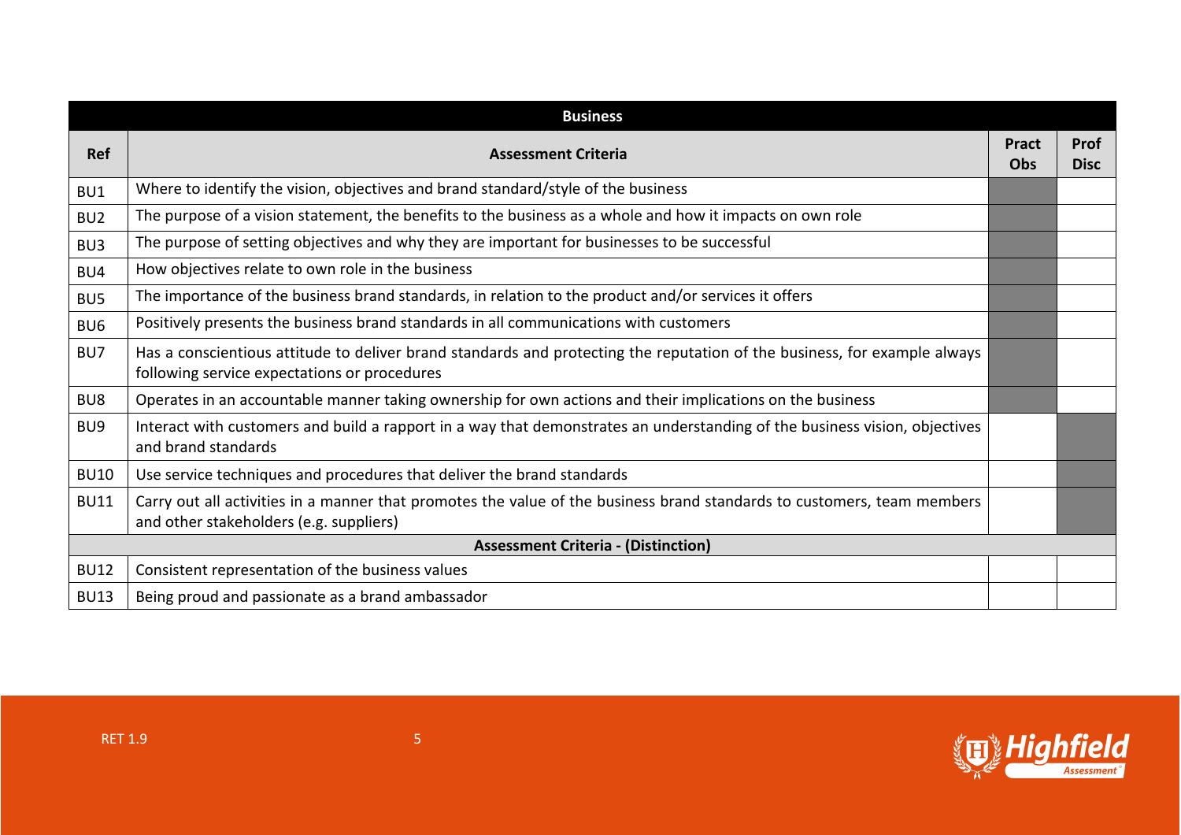| Business | | | |
|---|---|---|---|
| **Ref** | **Assessment Criteria** | **Pract Obs** | **Prof Disc** |
| BU1 | Where to identify the vision, objectives and brand standard/style of the business | | |
| BU2 | The purpose of a vision statement, the benefits to the business as a whole and how it impacts on own role | | |
| BU3 | The purpose of setting objectives and why they are important for businesses to be successful | | |
| BU4 | How objectives relate to own role in the business | | |
| BU5 | The importance of the business brand standards, in relation to the product and/or services it offers | | |
| BU6 | Positively presents the business brand standards in all communications with customers | | |
| BU7 | Has a conscientious attitude to deliver brand standards and protecting the reputation of the business, for example always following service expectations or procedures | | |
| BU8 | Operates in an accountable manner taking ownership for own actions and their implications on the business | | |
| BU9 | Interact with customers and build a rapport in a way that demonstrates an understanding of the business vision, objectives and brand standards | | |
| BU10 | Use service techniques and procedures that deliver the brand standards | | |
| BU11 | Carry out all activities in a manner that promotes the value of the business brand standards to customers, team members and other stakeholders (e.g. suppliers) | | |
| | **Assessment Criteria - (Distinction)** | | |
| BU12 | Consistent representation of the business values | | |
| BU13 | Being proud and passionate as a brand ambassador | | |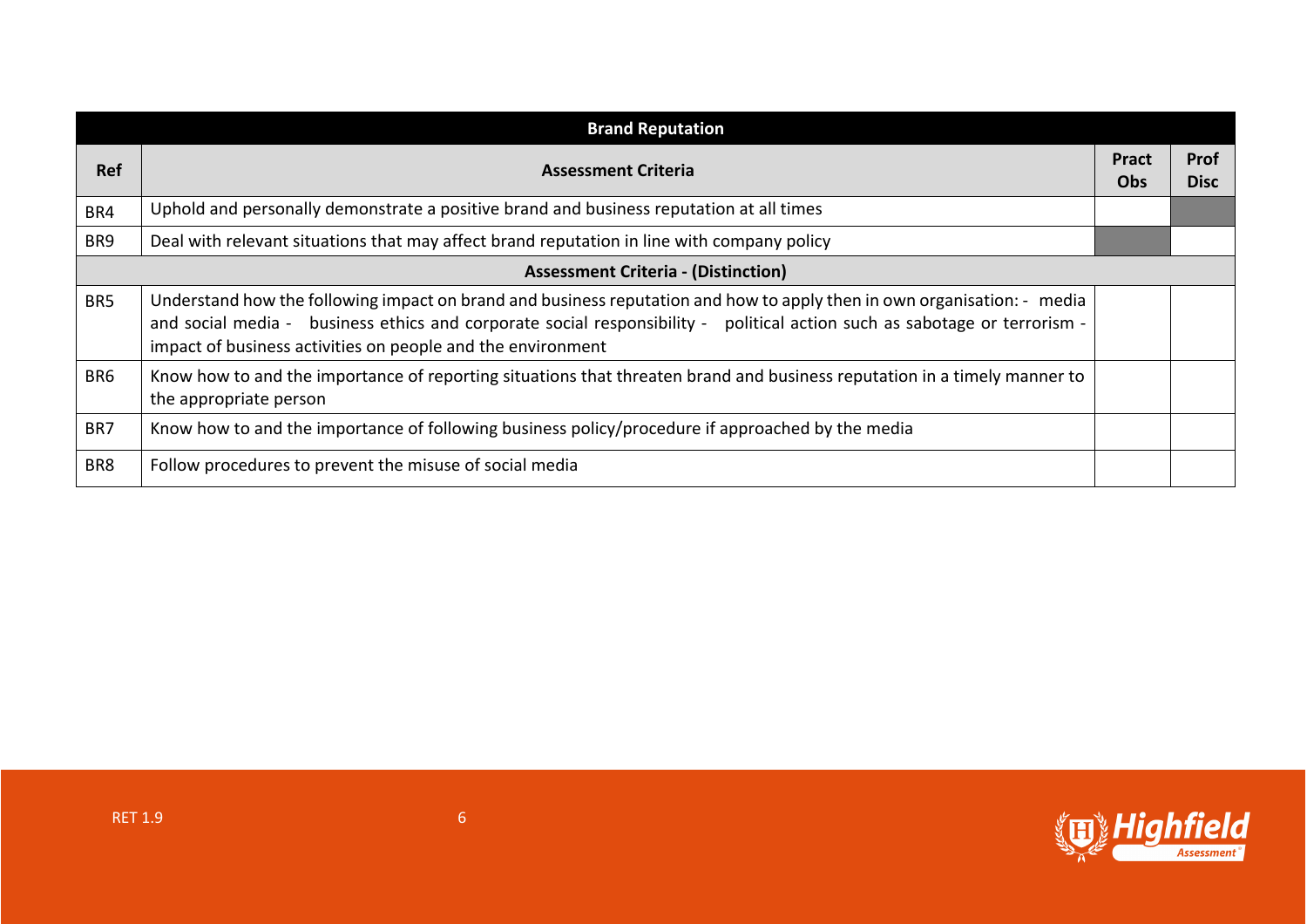| Brand Reputation | | | |
|---|---|---|---|
| **Ref** | **Assessment Criteria** | **Pract Obs** | **Prof Disc** |
| BR4 | Uphold and personally demonstrate a positive brand and business reputation at all times | | |
| BR9 | Deal with relevant situations that may affect brand reputation in line with company policy | | |
| | **Assessment Criteria - (Distinction)** | | |
| BR5 | Understand how the following impact on brand and business reputation and how to apply then in own organisation: - media and social media - business ethics and corporate social responsibility - political action such as sabotage or terrorism - impact of business activities on people and the environment | | |
| BR6 | Know how to and the importance of reporting situations that threaten brand and business reputation in a timely manner to the appropriate person | | |
| BR7 | Know how to and the importance of following business policy/procedure if approached by the media | | |
| BR8 | Follow procedures to prevent the misuse of social media | | |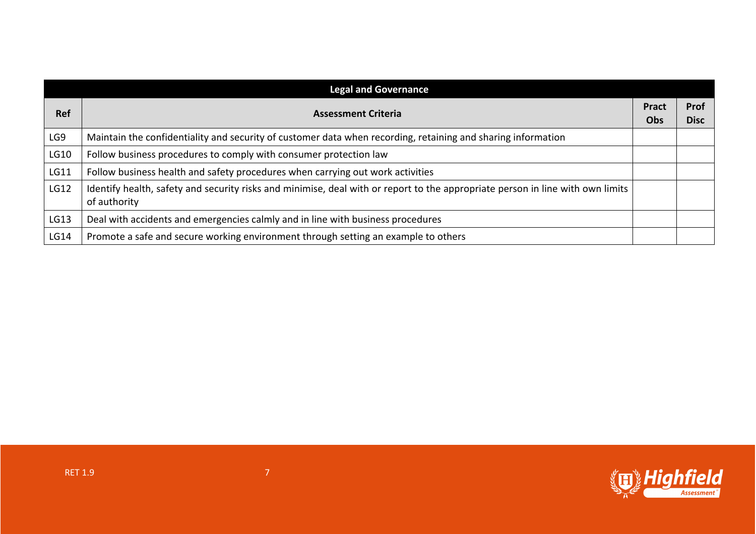| Legal and Governance | | | |
|---|---|---|---|
| **Ref** | **Assessment Criteria** | **Pract Obs** | **Prof Disc** |
| LG9 | Maintain the confidentiality and security of customer data when recording, retaining and sharing information | | |
| LG10 | Follow business procedures to comply with consumer protection law | | |
| LG11 | Follow business health and safety procedures when carrying out work activities | | |
| LG12 | Identify health, safety and security risks and minimise, deal with or report to the appropriate person in line with own limits of authority | | |
| LG13 | Deal with accidents and emergencies calmly and in line with business procedures | | |
| LG14 | Promote a safe and secure working environment through setting an example to others | | |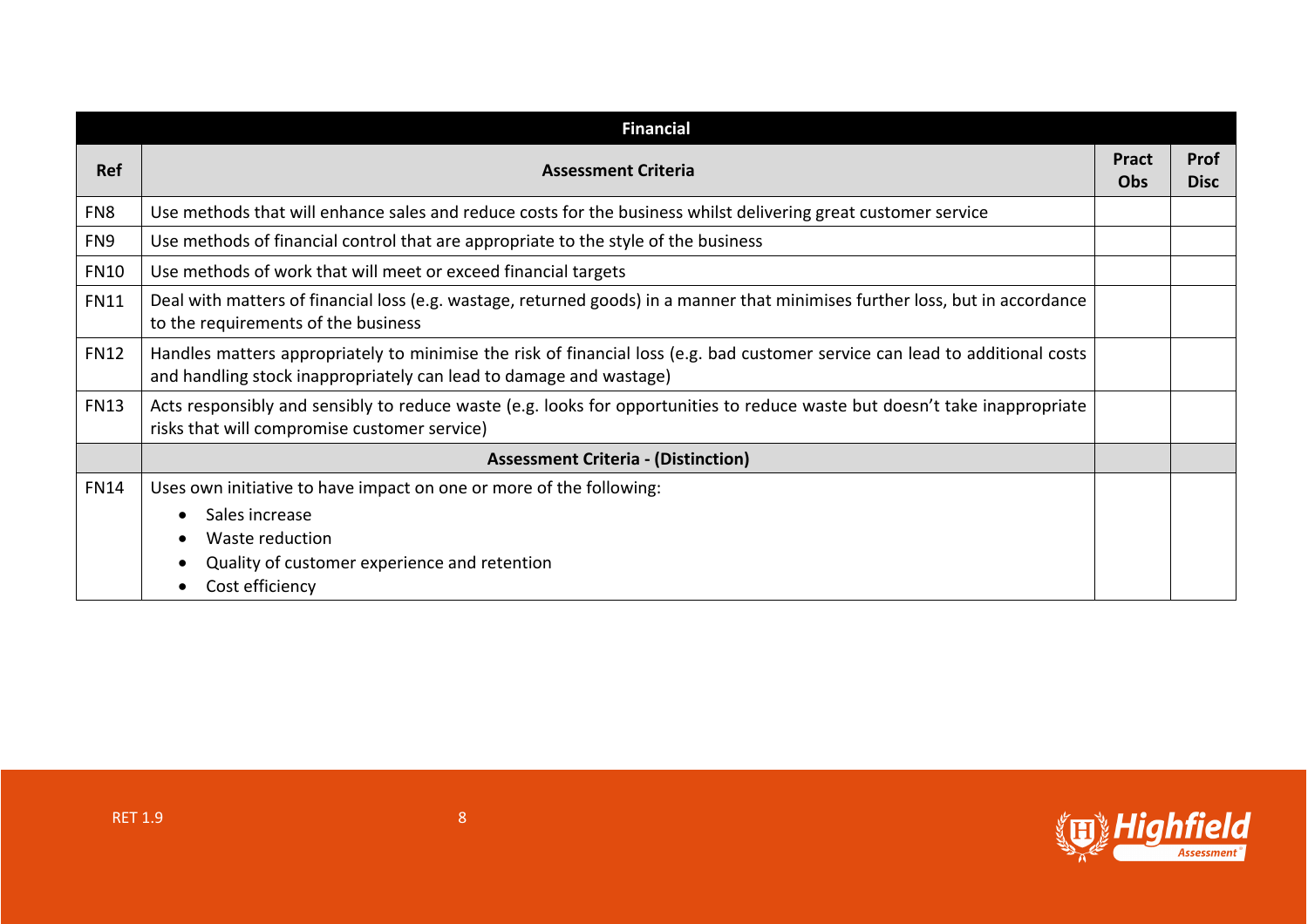| Financial | | | |
|---|---|---|---|
| **Ref** | **Assessment Criteria** | **Pract Obs** | **Prof Disc** |
| FN8 | Use methods that will enhance sales and reduce costs for the business whilst delivering great customer service | | |
| FN9 | Use methods of financial control that are appropriate to the style of the business | | |
| FN10 | Use methods of work that will meet or exceed financial targets | | |
| FN11 | Deal with matters of financial loss (e.g. wastage, returned goods) in a manner that minimises further loss, but in accordance to the requirements of the business | | |
| FN12 | Handles matters appropriately to minimise the risk of financial loss (e.g. bad customer service can lead to additional costs and handling stock inappropriately can lead to damage and wastage) | | |
| FN13 | Acts responsibly and sensibly to reduce waste (e.g. looks for opportunities to reduce waste but doesn't take inappropriate risks that will compromise customer service) | | |
| | **Assessment Criteria - (Distinction)** | | |
| FN14 | Uses own initiative to have impact on one or more of the following:<br>• Sales increase<br>• Waste reduction<br>• Quality of customer experience and retention<br>• Cost efficiency | | |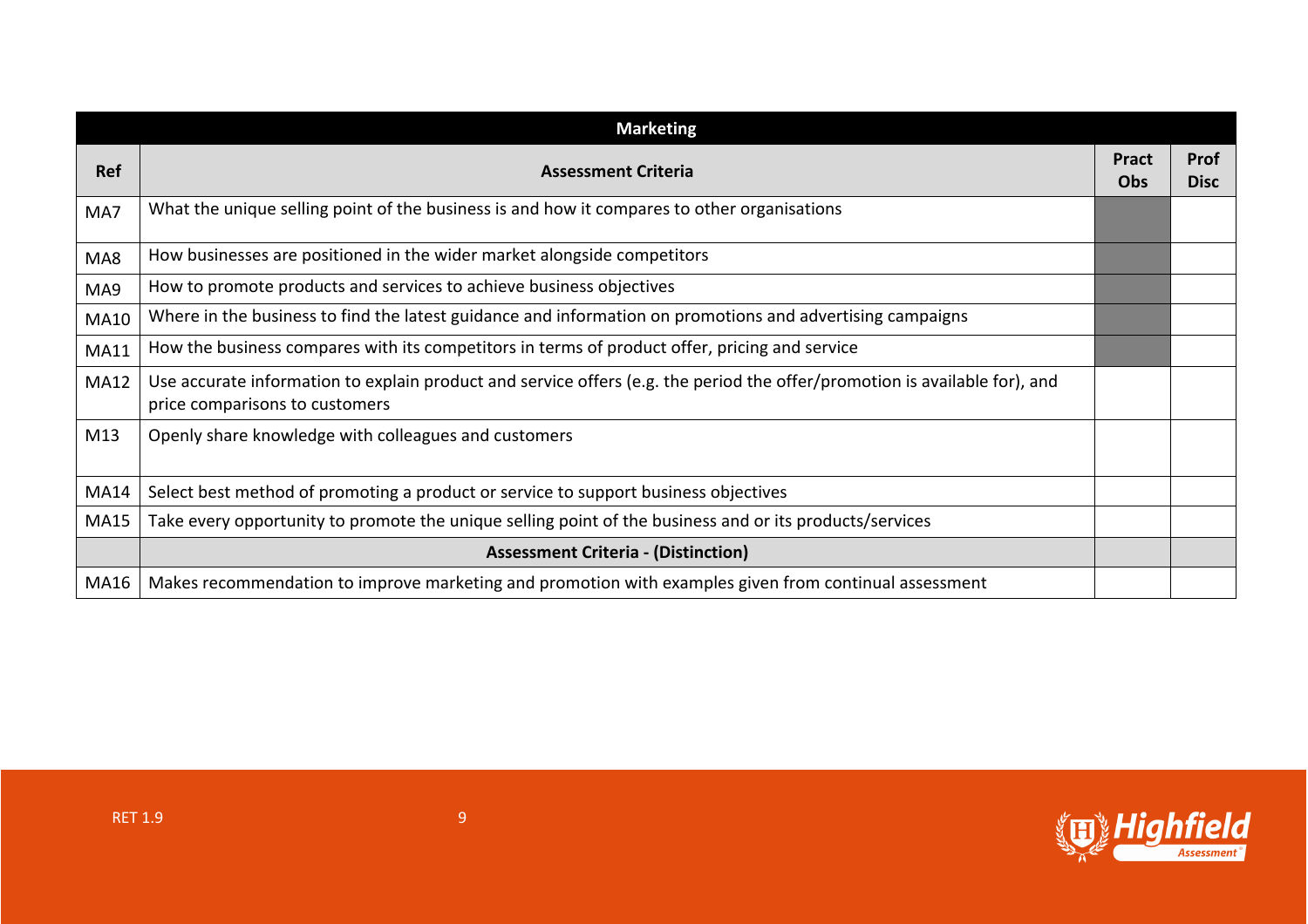| Marketing | | | |
|---|---|---|---|
| **Ref** | **Assessment Criteria** | **Pract Obs** | **Prof Disc** |
| MA7 | What the unique selling point of the business is and how it compares to other organisations | | |
| MA8 | How businesses are positioned in the wider market alongside competitors | | |
| MA9 | How to promote products and services to achieve business objectives | | |
| MA10 | Where in the business to find the latest guidance and information on promotions and advertising campaigns | | |
| MA11 | How the business compares with its competitors in terms of product offer, pricing and service | | |
| MA12 | Use accurate information to explain product and service offers (e.g. the period the offer/promotion is available for), and price comparisons to customers | | |
| M13 | Openly share knowledge with colleagues and customers | | |
| MA14 | Select best method of promoting a product or service to support business objectives | | |
| MA15 | Take every opportunity to promote the unique selling point of the business and or its products/services | | |
| | **Assessment Criteria - (Distinction)** | | |
| MA16 | Makes recommendation to improve marketing and promotion with examples given from continual assessment | | |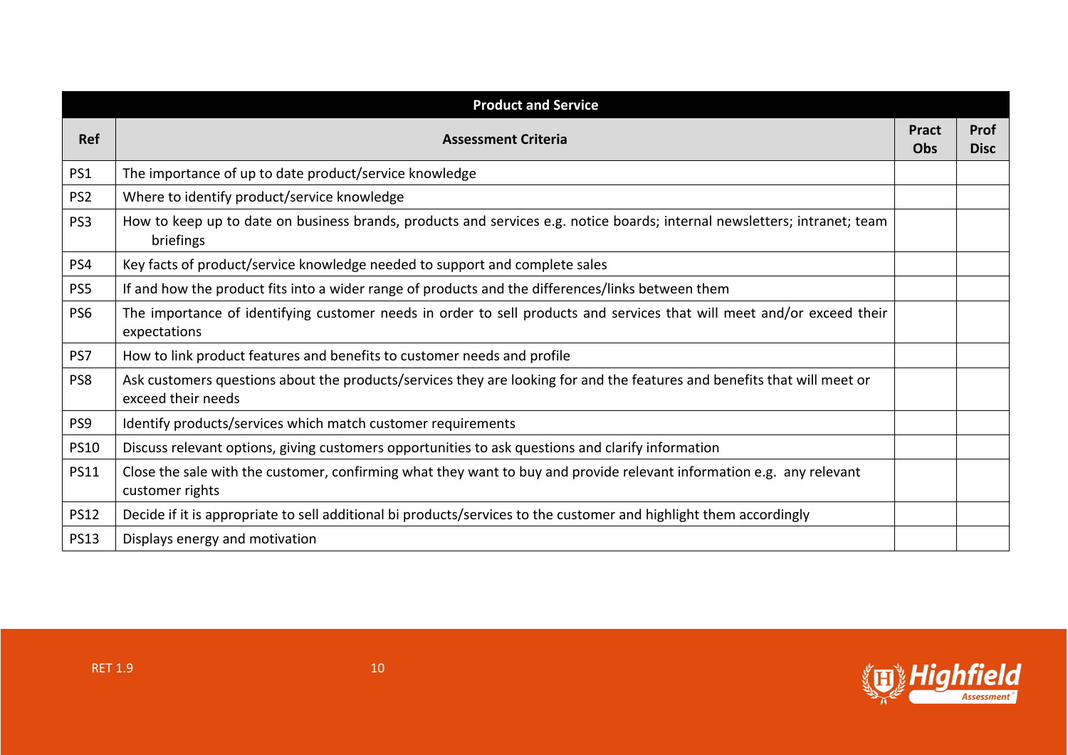| Product and Service | | | |
|---|---|---|---|
| **Ref** | **Assessment Criteria** | **Pract Obs** | **Prof Disc** |
| PS1 | The importance of up to date product/service knowledge | | |
| PS2 | Where to identify product/service knowledge | | |
| PS3 | How to keep up to date on business brands, products and services e.g. notice boards; internal newsletters; intranet; team briefings | | |
| PS4 | Key facts of product/service knowledge needed to support and complete sales | | |
| PS5 | If and how the product fits into a wider range of products and the differences/links between them | | |
| PS6 | The importance of identifying customer needs in order to sell products and services that will meet and/or exceed their expectations | | |
| PS7 | How to link product features and benefits to customer needs and profile | | |
| PS8 | Ask customers questions about the products/services they are looking for and the features and benefits that will meet or exceed their needs | | |
| PS9 | Identify products/services which match customer requirements | | |
| PS10 | Discuss relevant options, giving customers opportunities to ask questions and clarify information | | |
| PS11 | Close the sale with the customer, confirming what they want to buy and provide relevant information e.g. any relevant customer rights | | |
| PS12 | Decide if it is appropriate to sell additional bi products/services to the customer and highlight them accordingly | | |
| PS13 | Displays energy and motivation | | |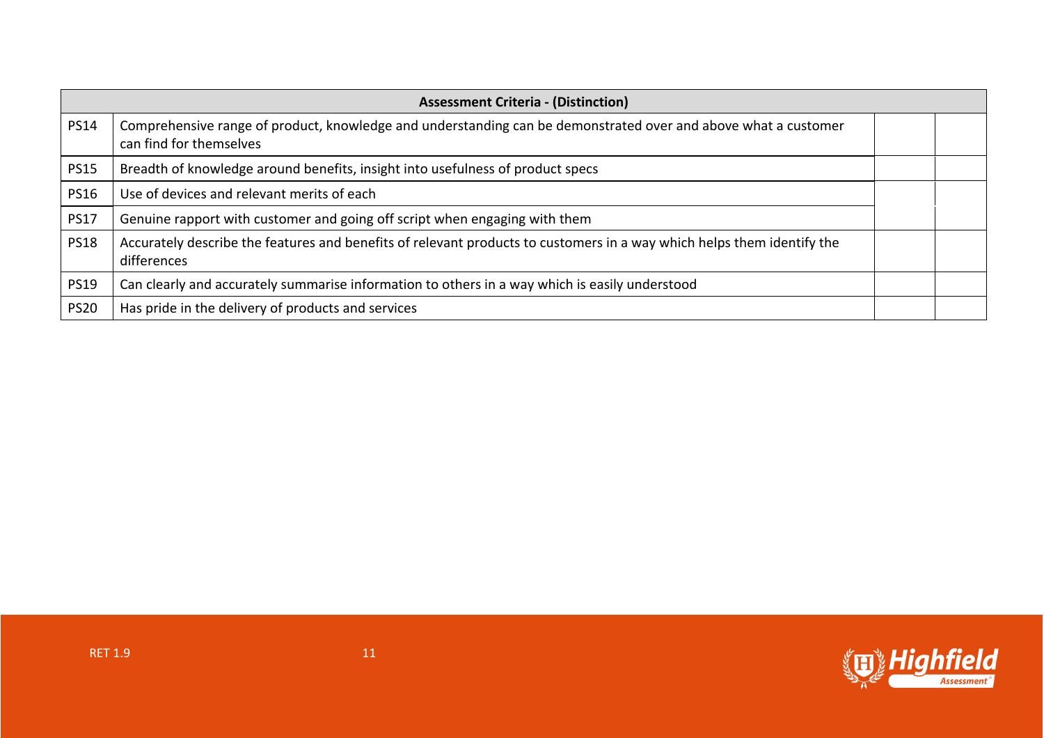| Assessment Criteria - (Distinction) | | | |
|---|---|---|---|
| PS14 | Comprehensive range of product, knowledge and understanding can be demonstrated over and above what a customer can find for themselves | | |
| PS15 | Breadth of knowledge around benefits, insight into usefulness of product specs | | |
| PS16 | Use of devices and relevant merits of each | | |
| PS17 | Genuine rapport with customer and going off script when engaging with them | | |
| PS18 | Accurately describe the features and benefits of relevant products to customers in a way which helps them identify the differences | | |
| PS19 | Can clearly and accurately summarise information to others in a way which is easily understood | | |
| PS20 | Has pride in the delivery of products and services | | |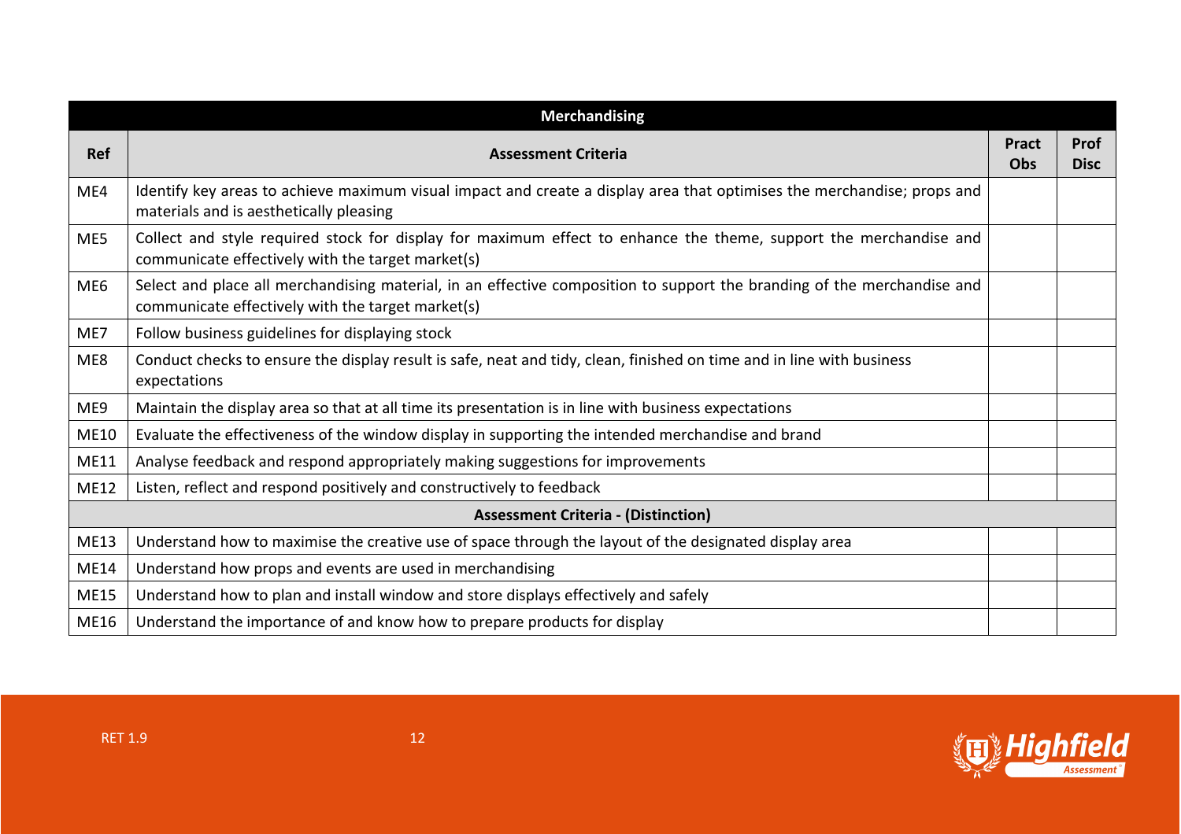| Merchandising | | | |
|---|---|---|---|
| **Ref** | **Assessment Criteria** | **Pract Obs** | **Prof Disc** |
| ME4 | Identify key areas to achieve maximum visual impact and create a display area that optimises the merchandise; props and materials and is aesthetically pleasing | | |
| ME5 | Collect and style required stock for display for maximum effect to enhance the theme, support the merchandise and communicate effectively with the target market(s) | | |
| ME6 | Select and place all merchandising material, in an effective composition to support the branding of the merchandise and communicate effectively with the target market(s) | | |
| ME7 | Follow business guidelines for displaying stock | | |
| ME8 | Conduct checks to ensure the display result is safe, neat and tidy, clean, finished on time and in line with business expectations | | |
| ME9 | Maintain the display area so that at all time its presentation is in line with business expectations | | |
| ME10 | Evaluate the effectiveness of the window display in supporting the intended merchandise and brand | | |
| ME11 | Analyse feedback and respond appropriately making suggestions for improvements | | |
| ME12 | Listen, reflect and respond positively and constructively to feedback | | |
| **Assessment Criteria - (Distinction)** | | | |
| ME13 | Understand how to maximise the creative use of space through the layout of the designated display area | | |
| ME14 | Understand how props and events are used in merchandising | | |
| ME15 | Understand how to plan and install window and store displays effectively and safely | | |
| ME16 | Understand the importance of and know how to prepare products for display | | |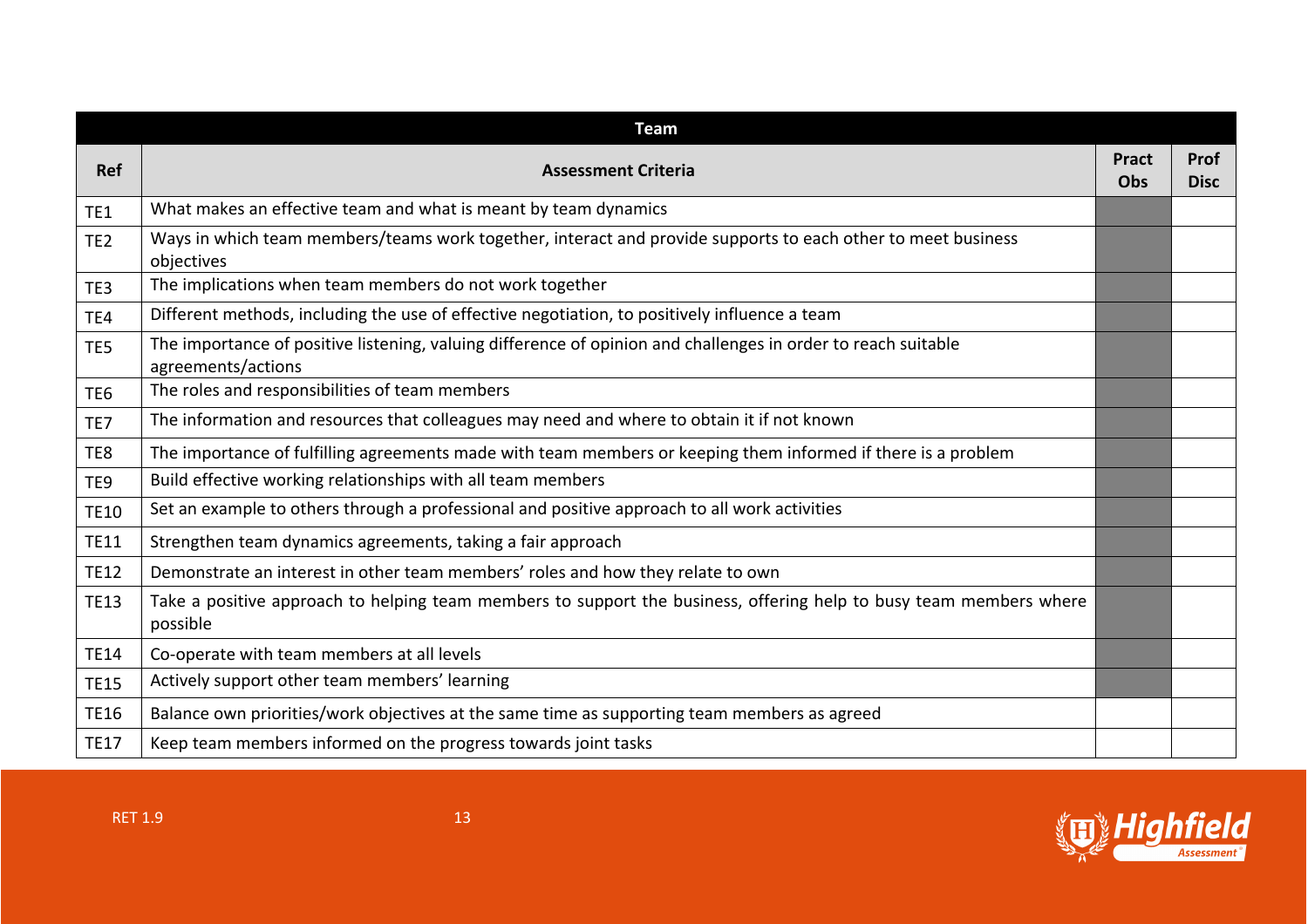| Team | | | |
|---|---|---|---|
| **Ref** | **Assessment Criteria** | **Pract Obs** | **Prof Disc** |
| TE1 | What makes an effective team and what is meant by team dynamics | | |
| TE2 | Ways in which team members/teams work together, interact and provide supports to each other to meet business objectives | | |
| TE3 | The implications when team members do not work together | | |
| TE4 | Different methods, including the use of effective negotiation, to positively influence a team | | |
| TE5 | The importance of positive listening, valuing difference of opinion and challenges in order to reach suitable agreements/actions | | |
| TE6 | The roles and responsibilities of team members | | |
| TE7 | The information and resources that colleagues may need and where to obtain it if not known | | |
| TE8 | The importance of fulfilling agreements made with team members or keeping them informed if there is a problem | | |
| TE9 | Build effective working relationships with all team members | | |
| TE10 | Set an example to others through a professional and positive approach to all work activities | | |
| TE11 | Strengthen team dynamics agreements, taking a fair approach | | |
| TE12 | Demonstrate an interest in other team members' roles and how they relate to own | | |
| TE13 | Take a positive approach to helping team members to support the business, offering help to busy team members where possible | | |
| TE14 | Co-operate with team members at all levels | | |
| TE15 | Actively support other team members' learning | | |
| TE16 | Balance own priorities/work objectives at the same time as supporting team members as agreed | | |
| TE17 | Keep team members informed on the progress towards joint tasks | | |

RET 1.9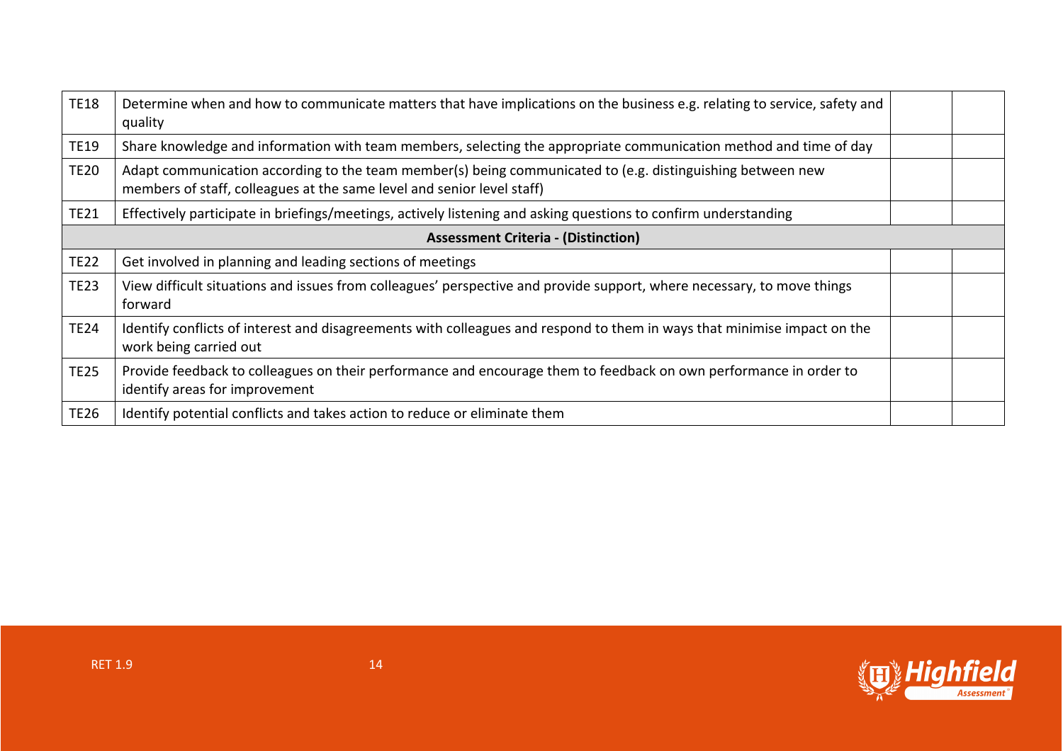| | | | |
|---|---|---|---|
| TE18 | Determine when and how to communicate matters that have implications on the business e.g. relating to service, safety and quality | | |
| TE19 | Share knowledge and information with team members, selecting the appropriate communication method and time of day | | |
| TE20 | Adapt communication according to the team member(s) being communicated to (e.g. distinguishing between new members of staff, colleagues at the same level and senior level staff) | | |
| TE21 | Effectively participate in briefings/meetings, actively listening and asking questions to confirm understanding | | |
| | **Assessment Criteria - (Distinction)** | | |
| TE22 | Get involved in planning and leading sections of meetings | | |
| TE23 | View difficult situations and issues from colleagues' perspective and provide support, where necessary, to move things forward | | |
| TE24 | Identify conflicts of interest and disagreements with colleagues and respond to them in ways that minimise impact on the work being carried out | | |
| TE25 | Provide feedback to colleagues on their performance and encourage them to feedback on own performance in order to identify areas for improvement | | |
| TE26 | Identify potential conflicts and takes action to reduce or eliminate them | | |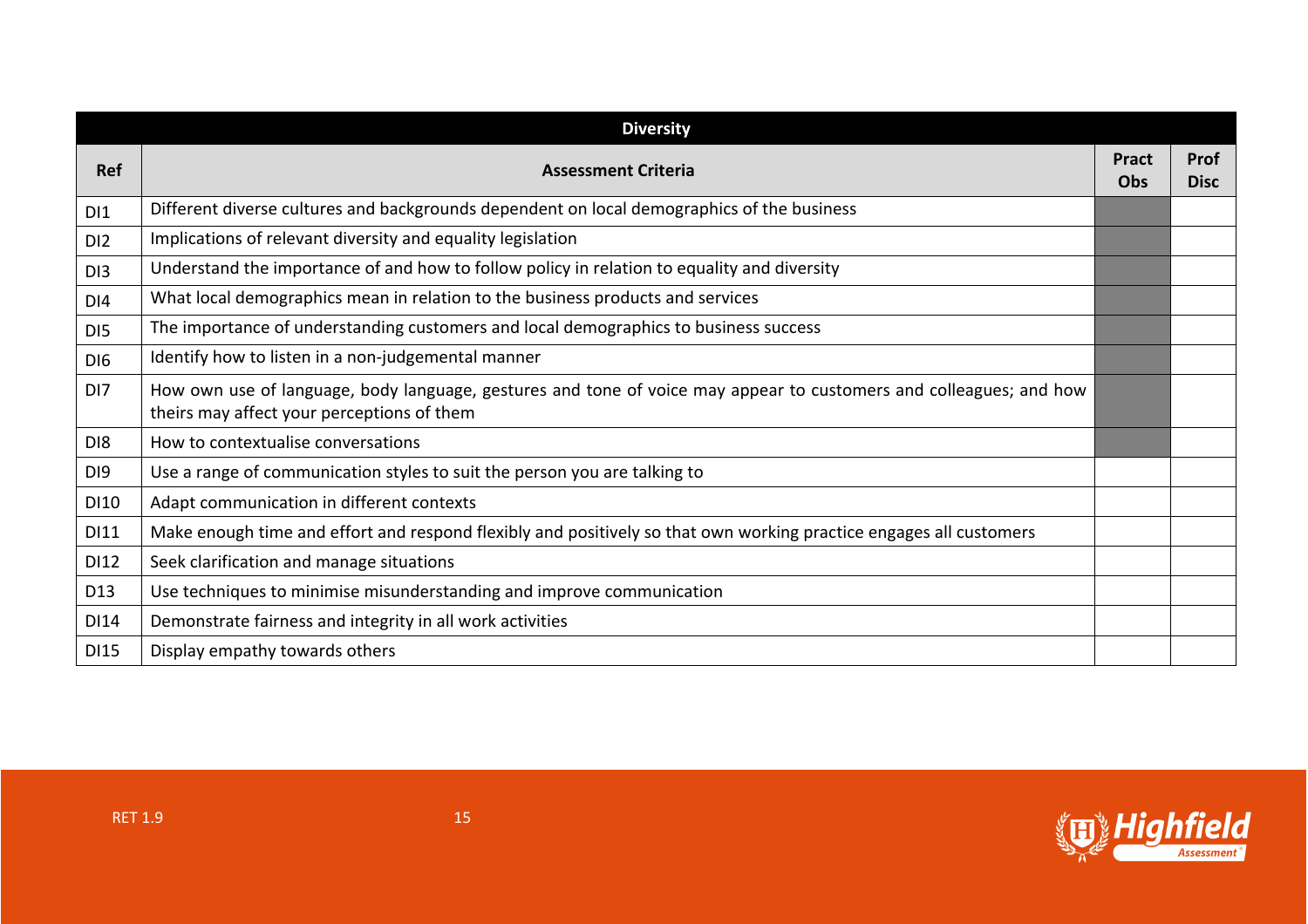| Diversity | | | |
|---|---|---|---|
| **Ref** | **Assessment Criteria** | **Pract Obs** | **Prof Disc** |
| DI1 | Different diverse cultures and backgrounds dependent on local demographics of the business | | |
| DI2 | Implications of relevant diversity and equality legislation | | |
| DI3 | Understand the importance of and how to follow policy in relation to equality and diversity | | |
| DI4 | What local demographics mean in relation to the business products and services | | |
| DI5 | The importance of understanding customers and local demographics to business success | | |
| DI6 | Identify how to listen in a non-judgemental manner | | |
| DI7 | How own use of language, body language, gestures and tone of voice may appear to customers and colleagues; and how theirs may affect your perceptions of them | | |
| DI8 | How to contextualise conversations | | |
| DI9 | Use a range of communication styles to suit the person you are talking to | | |
| DI10 | Adapt communication in different contexts | | |
| DI11 | Make enough time and effort and respond flexibly and positively so that own working practice engages all customers | | |
| DI12 | Seek clarification and manage situations | | |
| D13 | Use techniques to minimise misunderstanding and improve communication | | |
| DI14 | Demonstrate fairness and integrity in all work activities | | |
| DI15 | Display empathy towards others | | |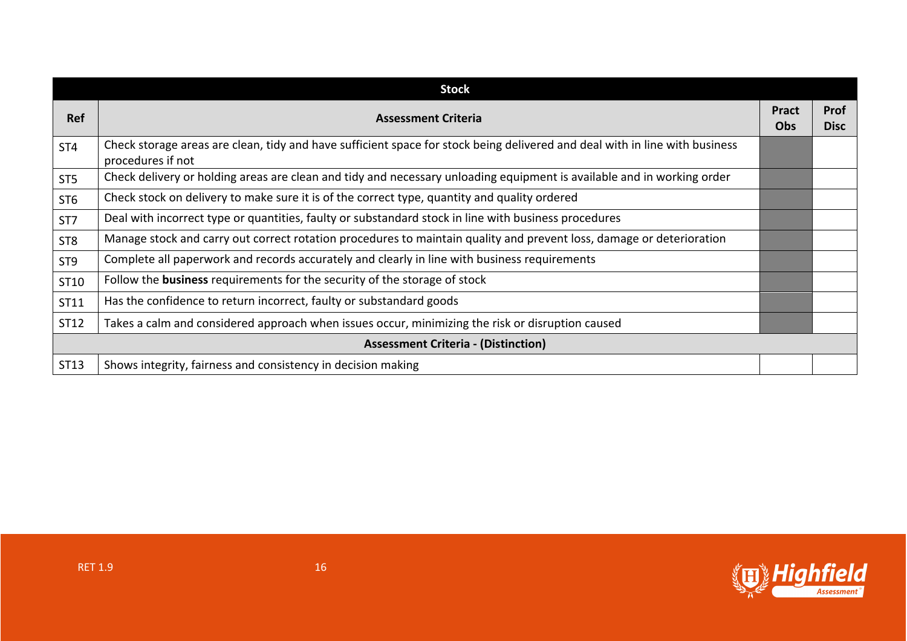| Stock | | | |
|---|---|---|---|
| **Ref** | **Assessment Criteria** | **Pract Obs** | **Prof Disc** |
| ST4 | Check storage areas are clean, tidy and have sufficient space for stock being delivered and deal with in line with business procedures if not | | |
| ST5 | Check delivery or holding areas are clean and tidy and necessary unloading equipment is available and in working order | | |
| ST6 | Check stock on delivery to make sure it is of the correct type, quantity and quality ordered | | |
| ST7 | Deal with incorrect type or quantities, faulty or substandard stock in line with business procedures | | |
| ST8 | Manage stock and carry out correct rotation procedures to maintain quality and prevent loss, damage or deterioration | | |
| ST9 | Complete all paperwork and records accurately and clearly in line with business requirements | | |
| ST10 | Follow the **business** requirements for the security of the storage of stock | | |
| ST11 | Has the confidence to return incorrect, faulty or substandard goods | | |
| ST12 | Takes a calm and considered approach when issues occur, minimizing the risk or disruption caused | | |
| **Assessment Criteria - (Distinction)** | | | |
| ST13 | Shows integrity, fairness and consistency in decision making | | |

RET 1.9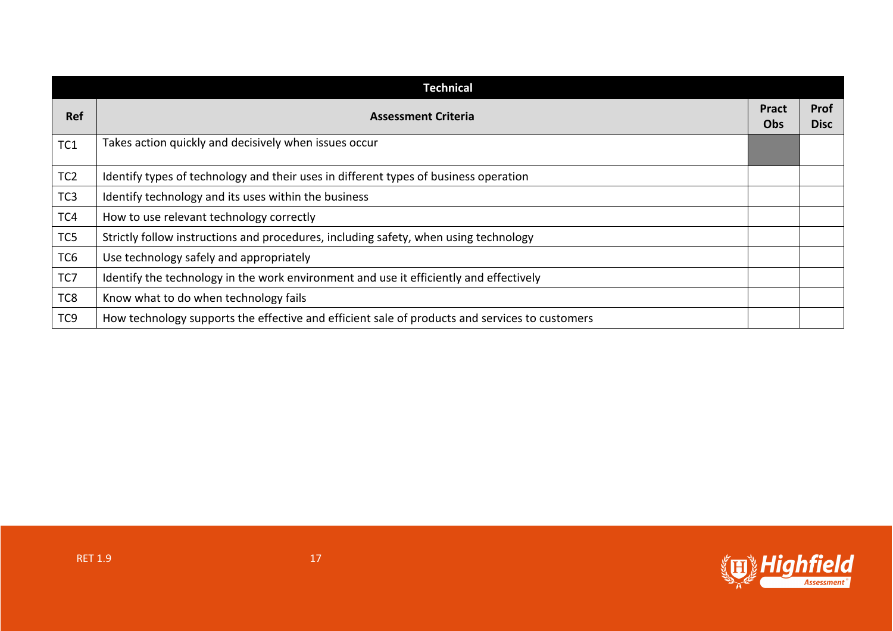| Technical | | | |
|---|---|---|---|
| **Ref** | **Assessment Criteria** | **Pract Obs** | **Prof Disc** |
| TC1 | Takes action quickly and decisively when issues occur | | |
| TC2 | Identify types of technology and their uses in different types of business operation | | |
| TC3 | Identify technology and its uses within the business | | |
| TC4 | How to use relevant technology correctly | | |
| TC5 | Strictly follow instructions and procedures, including safety, when using technology | | |
| TC6 | Use technology safely and appropriately | | |
| TC7 | Identify the technology in the work environment and use it efficiently and effectively | | |
| TC8 | Know what to do when technology fails | | |
| TC9 | How technology supports the effective and efficient sale of products and services to customers | | |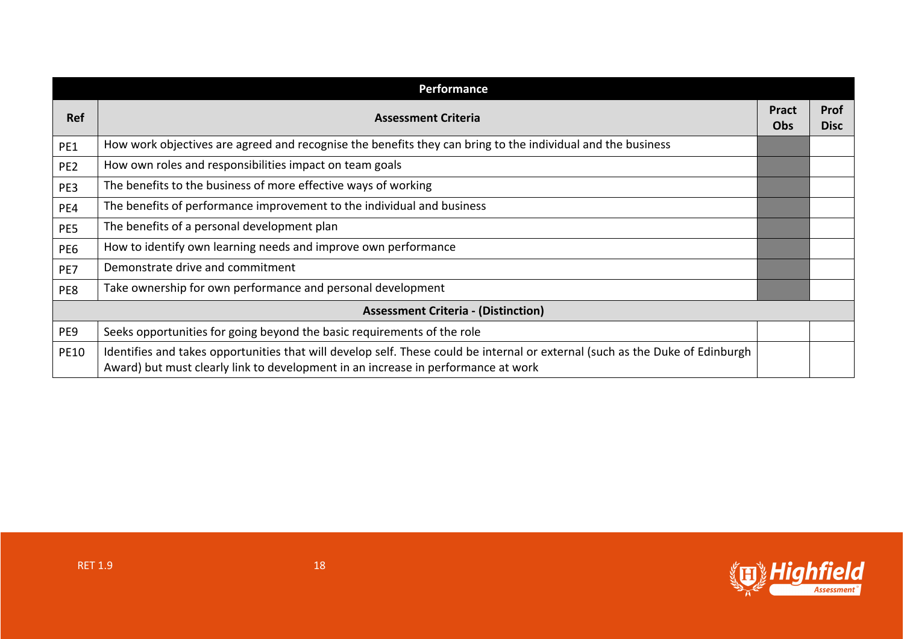| Performance | | | |
|---|---|---|---|
| **Ref** | **Assessment Criteria** | **Pract Obs** | **Prof Disc** |
| PE1 | How work objectives are agreed and recognise the benefits they can bring to the individual and the business | | |
| PE2 | How own roles and responsibilities impact on team goals | | |
| PE3 | The benefits to the business of more effective ways of working | | |
| PE4 | The benefits of performance improvement to the individual and business | | |
| PE5 | The benefits of a personal development plan | | |
| PE6 | How to identify own learning needs and improve own performance | | |
| PE7 | Demonstrate drive and commitment | | |
| PE8 | Take ownership for own performance and personal development | | |
| **Assessment Criteria - (Distinction)** | | | |
| PE9 | Seeks opportunities for going beyond the basic requirements of the role | | |
| PE10 | Identifies and takes opportunities that will develop self. These could be internal or external (such as the Duke of Edinburgh Award) but must clearly link to development in an increase in performance at work | | |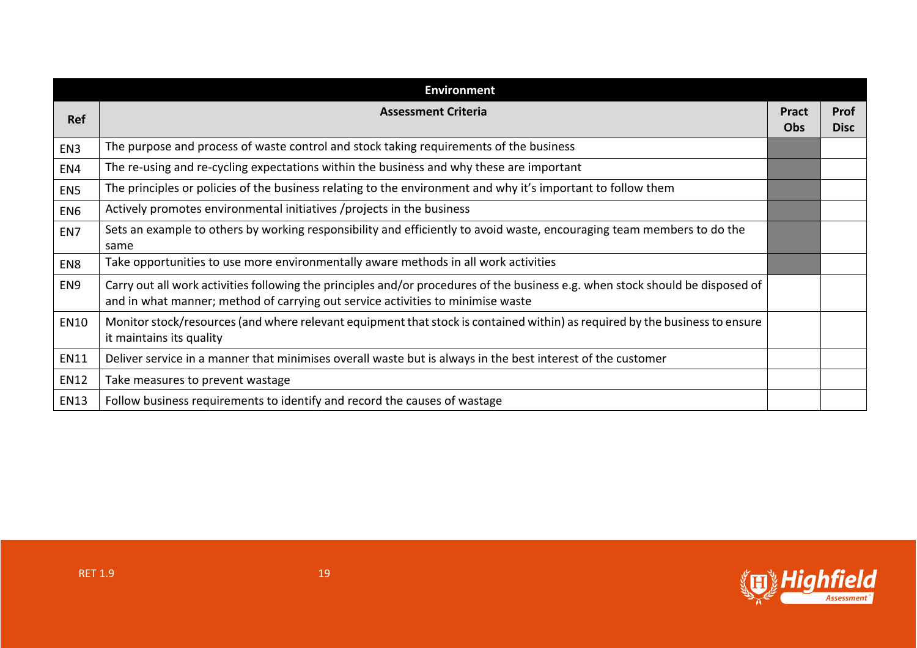| Environment | | | |
|---|---|---|---|
| **Ref** | **Assessment Criteria** | **Pract Obs** | **Prof Disc** |
| EN3 | The purpose and process of waste control and stock taking requirements of the business | | |
| EN4 | The re-using and re-cycling expectations within the business and why these are important | | |
| EN5 | The principles or policies of the business relating to the environment and why it's important to follow them | | |
| EN6 | Actively promotes environmental initiatives /projects in the business | | |
| EN7 | Sets an example to others by working responsibility and efficiently to avoid waste, encouraging team members to do the same | | |
| EN8 | Take opportunities to use more environmentally aware methods in all work activities | | |
| EN9 | Carry out all work activities following the principles and/or procedures of the business e.g. when stock should be disposed of and in what manner; method of carrying out service activities to minimise waste | | |
| EN10 | Monitor stock/resources (and where relevant equipment that stock is contained within) as required by the business to ensure it maintains its quality | | |
| EN11 | Deliver service in a manner that minimises overall waste but is always in the best interest of the customer | | |
| EN12 | Take measures to prevent wastage | | |
| EN13 | Follow business requirements to identify and record the causes of wastage | | |